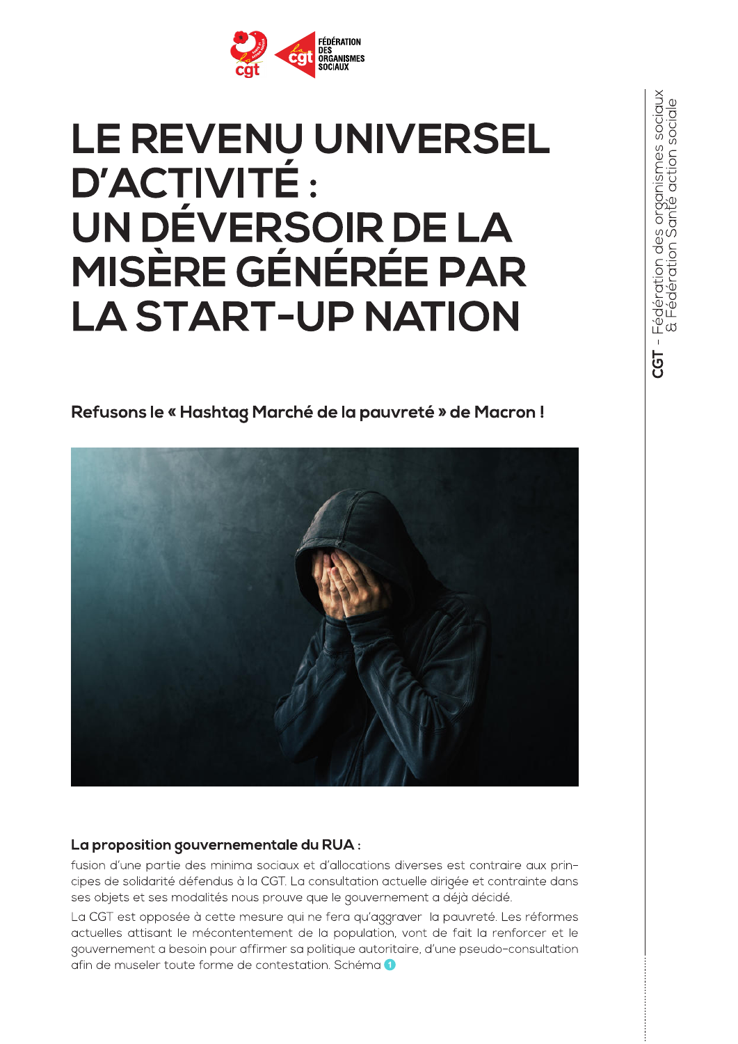# LE REVENU UNIVERSEL D'ACTIVITÉ : UN DÉVERSOIR DE LA MISÈRE GÉNÉRÉE PAR LA START-UP NATION

**Refusons le « Hashtag Marché de la pauvreté » de Macron !**

**La proposition gouvernementale du RUA :**
fusion d'une partie des minima sociaux et d'allocations diverses est contraire aux principes de solidarité défendus à la CGT. La consultation actuelle dirigée et contrainte dans ses objets et ses modalités nous prouve que le gouvernement a déjà décidé.

La CGT est opposée à cette mesure qui ne fera qu'aggraver la pauvreté. Les réformes actuelles attisant le mécontentement de la population, vont de fait la renforcer et le gouvernement a besoin pour affirmer sa politique autoritaire, d'une pseudo-consultation afin de museler toute forme de contestation. Schéma 1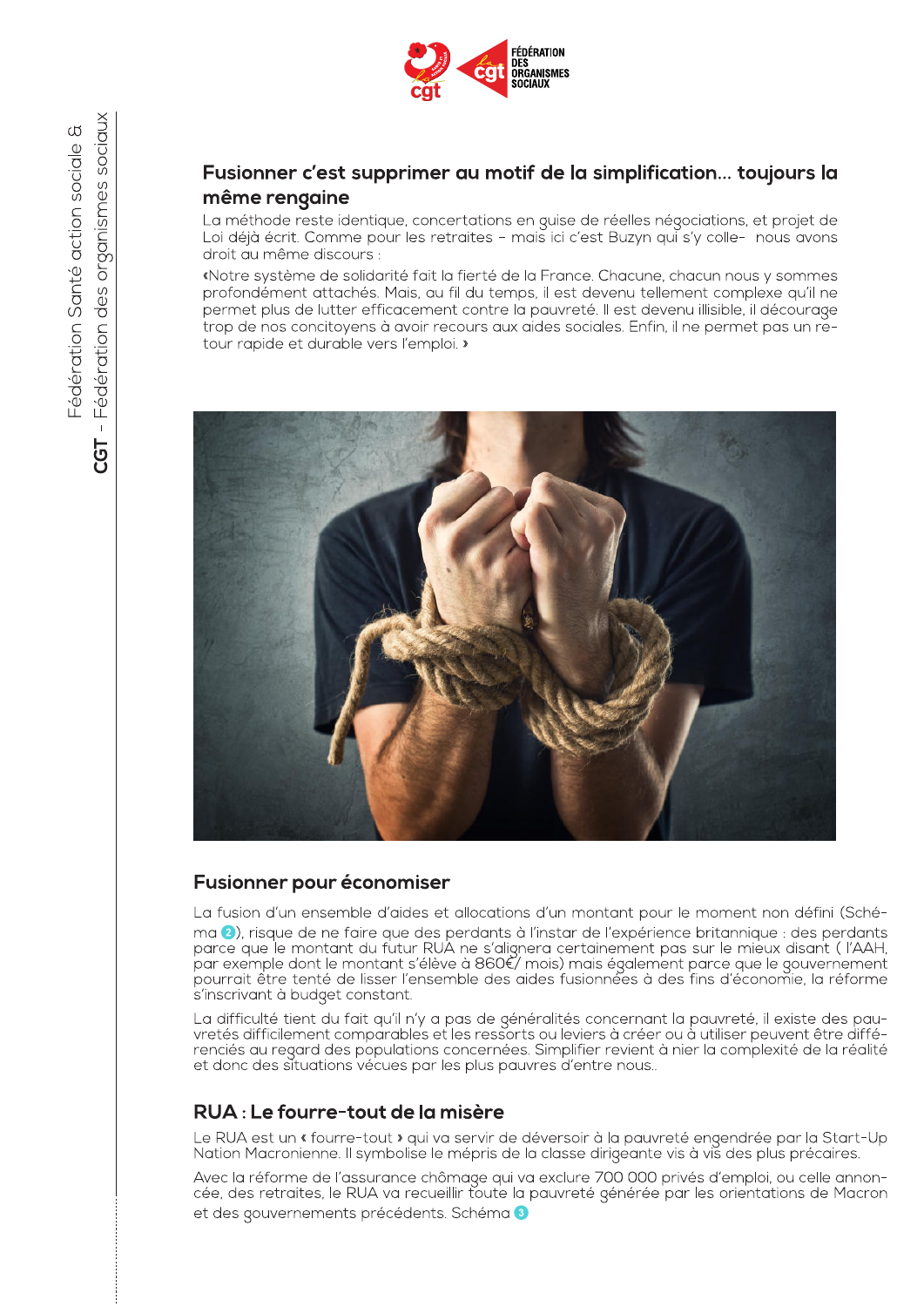## Fusionner c'est supprimer au motif de la simplification… toujours la même rengaine

La méthode reste identique, concertations en guise de réelles négociations, et projet de Loi déjà écrit. Comme pour les retraites – mais ici c'est Buzyn qui s'y colle- nous avons droit au même discours :

«Notre système de solidarité fait la fierté de la France. Chacune, chacun nous y sommes profondément attachés. Mais, au fil du temps, il est devenu tellement complexe qu'il ne permet plus de lutter efficacement contre la pauvreté. Il est devenu illisible, il décourage trop de nos concitoyens à avoir recours aux aides sociales. Enfin, il ne permet pas un retour rapide et durable vers l'emploi. »

## Fusionner pour économiser

La fusion d'un ensemble d'aides et allocations d'un montant pour le moment non défini (Schéma 2), risque de ne faire que des perdants à l'instar de l'expérience britannique : des perdants parce que le montant du futur RUA ne s'alignera certainement pas sur le mieux disant ( l'AAH, par exemple dont le montant s'élève à 860€/ mois) mais également parce que le gouvernement pourrait être tenté de lisser l'ensemble des aides fusionnées à des fins d'économie, la réforme s'inscrivant à budget constant.

La difficulté tient du fait qu'il n'y a pas de généralités concernant la pauvreté, il existe des pauvretés difficilement comparables et les ressorts ou leviers à créer ou à utiliser peuvent être différenciés au regard des populations concernées. Simplifier revient à nier la complexité de la réalité et donc des situations vécues par les plus pauvres d'entre nous..

## RUA : Le fourre-tout de la misère

Le RUA est un « fourre-tout » qui va servir de déversoir à la pauvreté engendrée par la Start-Up Nation Macronienne. Il symbolise le mépris de la classe dirigeante vis à vis des plus précaires.

Avec la réforme de l'assurance chômage qui va exclure 700 000 privés d'emploi, ou celle annoncée, des retraites, le RUA va recueillir toute la pauvreté générée par les orientations de Macron et des gouvernements précédents. Schéma 3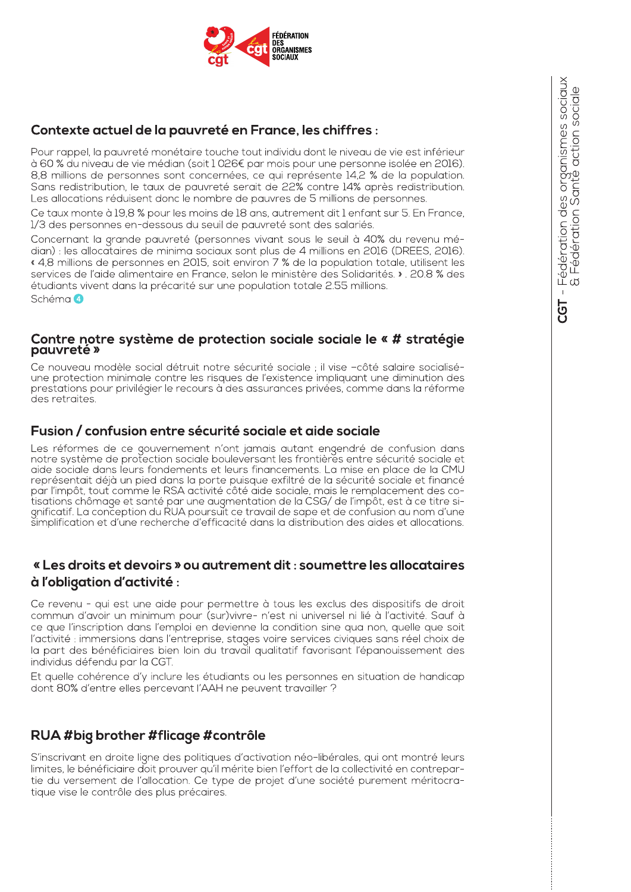## Contexte actuel de la pauvreté en France, les chiffres :

Pour rappel, la pauvreté monétaire touche tout individu dont le niveau de vie est inférieur à 60 % du niveau de vie médian (soit 1 026€ par mois pour une personne isolée en 2016). 8,8 millions de personnes sont concernées, ce qui représente 14,2 % de la population. Sans redistribution, le taux de pauvreté serait de 22% contre 14% après redistribution. Les allocations réduisent donc le nombre de pauvres de 5 millions de personnes.

Ce taux monte à 19,8 % pour les moins de 18 ans, autrement dit 1 enfant sur 5. En France, 1/3 des personnes en-dessous du seuil de pauvreté sont des salariés.

Concernant la grande pauvreté (personnes vivant sous le seuil à 40% du revenu médian) : les allocataires de minima sociaux sont plus de 4 millions en 2016 (DREES, 2016). « 4,8 millions de personnes en 2015, soit environ 7 % de la population totale, utilisent les services de l'aide alimentaire en France, selon le ministère des Solidarités. » . 20.8 % des étudiants vivent dans la précarité sur une population totale 2.55 millions.

Schéma 4

## Contre notre système de protection sociale sociale le « # stratégie pauvreté »

Ce nouveau modèle social détruit notre sécurité sociale ; il vise –côté salaire socialisé- une protection minimale contre les risques de l'existence impliquant une diminution des prestations pour privilégier le recours à des assurances privées, comme dans la réforme des retraites.

## Fusion / confusion entre sécurité sociale et aide sociale

Les réformes de ce gouvernement n'ont jamais autant engendré de confusion dans notre système de protection sociale bouleversant les frontières entre sécurité sociale et aide sociale dans leurs fondements et leurs financements. La mise en place de la CMU représentait déjà un pied dans la porte puisque exfiltré de la sécurité sociale et financé par l'impôt, tout comme le RSA activité côté aide sociale, mais le remplacement des cotisations chômage et santé par une augmentation de la CSG/ de l'impôt, est à ce titre significatif. La conception du RUA poursuit ce travail de sape et de confusion au nom d'une simplification et d'une recherche d'efficacité dans la distribution des aides et allocations.

## « Les droits et devoirs » ou autrement dit : soumettre les allocataires à l'obligation d'activité :

Ce revenu - qui est une aide pour permettre à tous les exclus des dispositifs de droit commun d'avoir un minimum pour (sur)vivre- n'est ni universel ni lié à l'activité. Sauf à ce que l'inscription dans l'emploi en devienne la condition sine qua non, quelle que soit l'activité : immersions dans l'entreprise, stages voire services civiques sans réel choix de la part des bénéficiaires bien loin du travail qualitatif favorisant l'épanouissement des individus défendu par la CGT.

Et quelle cohérence d'y inclure les étudiants ou les personnes en situation de handicap dont 80% d'entre elles percevant l'AAH ne peuvent travailler ?

## RUA #big brother #flicage #contrôle

S'inscrivant en droite ligne des politiques d'activation néo-libérales, qui ont montré leurs limites, le bénéficiaire doit prouver qu'il mérite bien l'effort de la collectivité en contrepartie du versement de l'allocation. Ce type de projet d'une société purement méritocratique vise le contrôle des plus précaires.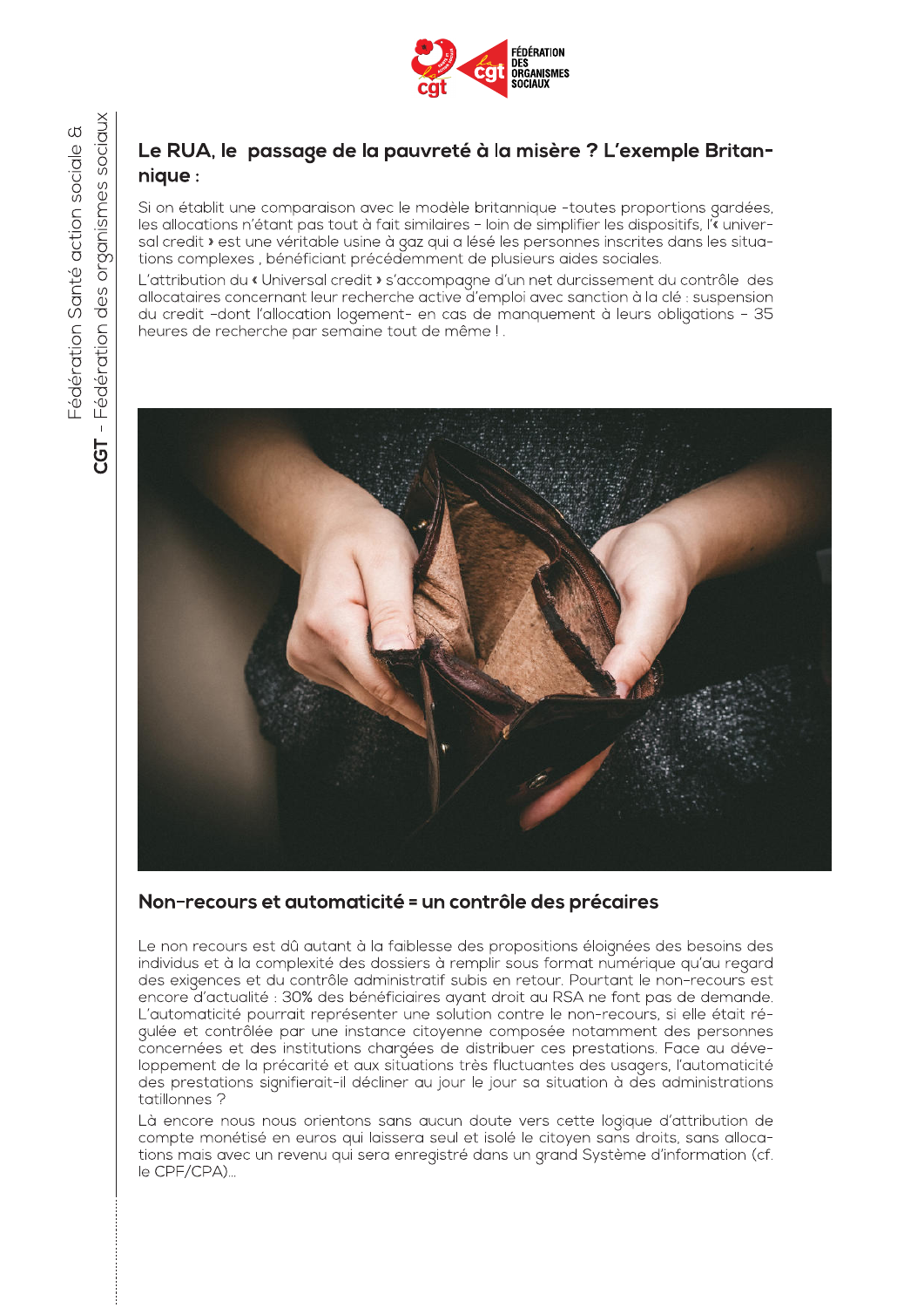## Le RUA, le passage de la pauvreté à la misère ? L'exemple Britannique :

Si on établit une comparaison avec le modèle britannique -toutes proportions gardées, les allocations n'étant pas tout à fait similaires – loin de simplifier les dispositifs, l'« universal credit » est une véritable usine à gaz qui a lésé les personnes inscrites dans les situations complexes , bénéficiant précédemment de plusieurs aides sociales.

L'attribution du « Universal credit » s'accompagne d'un net durcissement du contrôle des allocataires concernant leur recherche active d'emploi avec sanction à la clé : suspension du credit -dont l'allocation logement- en cas de manquement à leurs obligations – 35 heures de recherche par semaine tout de même ! .

## Non-recours et automaticité = un contrôle des précaires

Le non recours est dû autant à la faiblesse des propositions éloignées des besoins des individus et à la complexité des dossiers à remplir sous format numérique qu'au regard des exigences et du contrôle administratif subis en retour. Pourtant le non-recours est encore d'actualité : 30% des bénéficiaires ayant droit au RSA ne font pas de demande. L'automaticité pourrait représenter une solution contre le non-recours, si elle était régulée et contrôlée par une instance citoyenne composée notamment des personnes concernées et des institutions chargées de distribuer ces prestations. Face au développement de la précarité et aux situations très fluctuantes des usagers, l'automaticité des prestations signifierait-il décliner au jour le jour sa situation à des administrations tatillonnes ?

Là encore nous nous orientons sans aucun doute vers cette logique d'attribution de compte monétisé en euros qui laissera seul et isolé le citoyen sans droits, sans allocations mais avec un revenu qui sera enregistré dans un grand Système d'information (cf. le CPF/CPA)...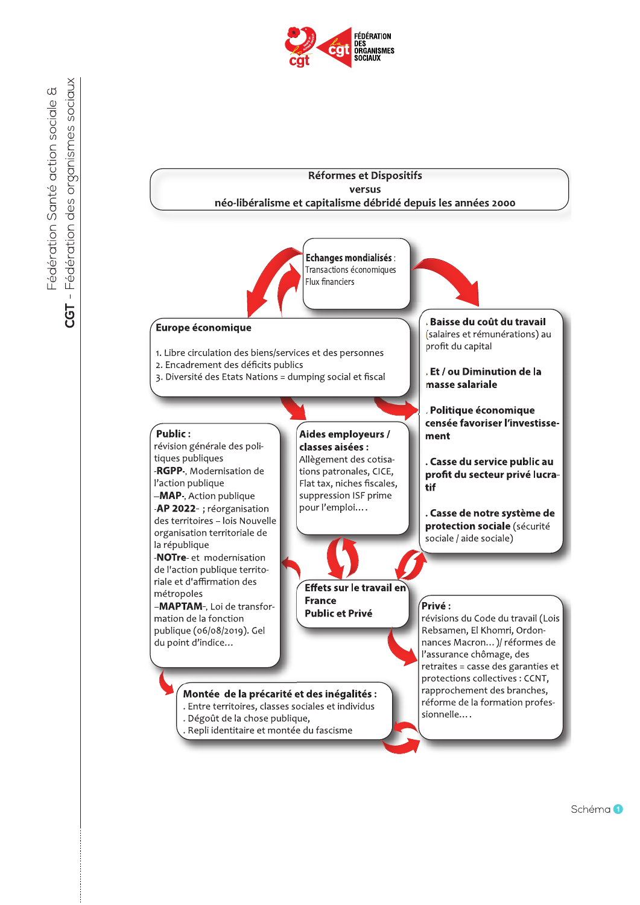**Réformes et Dispositifs**
**versus**
**néo-libéralisme et capitalisme débridé depuis les années 2000**

**Echanges mondialisés** :
Transactions économiques
Flux financiers

**Europe économique**

1. Libre circulation des biens/services et des personnes
2. Encadrement des déficits publics
3. Diversité des Etats Nations = dumping social et fiscal

. **Baisse du coût du travail** (salaires et rémunérations) au profit du capital

. **Et / ou Diminution de la masse salariale**

. **Politique économique censée favoriser l'investissement**

. **Casse du service public au profit du secteur privé lucratif**

. **Casse de notre système de protection sociale** (sécurité sociale / aide sociale)

**Public :**
révision générale des politiques publiques
-**RGPP**-, Modernisation de l'action publique
–**MAP**-, Action publique
-**AP 2022**- ; réorganisation des territoires – lois Nouvelle organisation territoriale de la république
-**NOTre**- et modernisation de l'action publique territoriale et d'affirmation des métropoles
–**MAPTAM**–, Loi de transformation de la fonction publique (06/08/2019). Gel du point d'indice…

**Aides employeurs / classes aisées :**
Allègement des cotisations patronales, CICE, Flat tax, niches fiscales, suppression ISF prime pour l'emploi….

**Effets sur le travail en France**
**Public et Privé**

**Privé :**
révisions du Code du travail (Lois Rebsamen, El Khomri, Ordonnances Macron… )/ réformes de l'assurance chômage, des retraites = casse des garanties et protections collectives : CCNT, rapprochement des branches, réforme de la formation professionnelle….

**Montée de la précarité et des inégalités :**
. Entre territoires, classes sociales et individus
. Dégoût de la chose publique,
. Repli identitaire et montée du fascisme

Schéma 1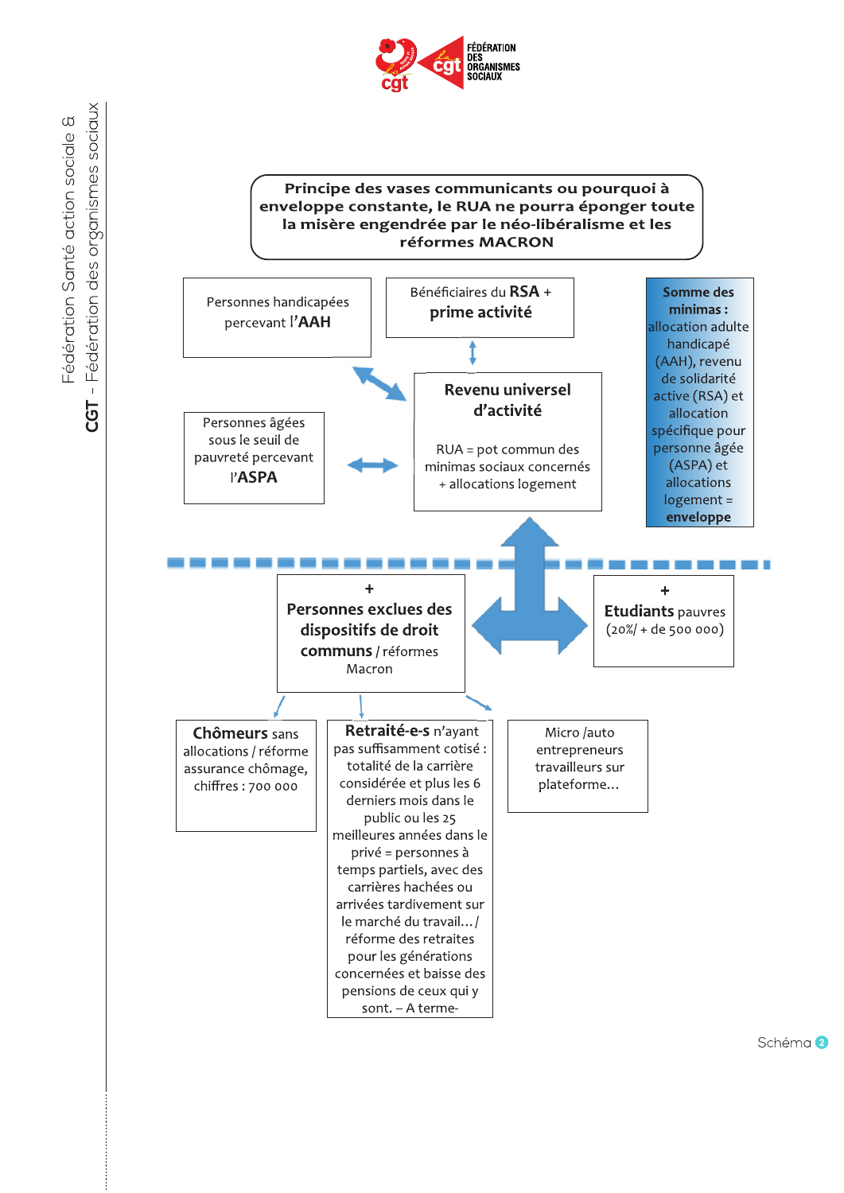**Principe des vases communicants ou pourquoi à enveloppe constante, le RUA ne pourra éponger toute la misère engendrée par le néo-libéralisme et les réformes MACRON**

Personnes handicapées percevant l'**AAH**

Bénéficiaires du **RSA** + **prime activité**

**Somme des minimas :** allocation adulte handicapé (AAH), revenu de solidarité active (RSA) et allocation spécifique pour personne âgée (ASPA) et allocations logement = **enveloppe**

Personnes âgées sous le seuil de pauvreté percevant l'**ASPA**

**Revenu universel d'activité**

RUA = pot commun des minimas sociaux concernés + allocations logement

+
**Personnes exclues des dispositifs de droit communs** / réformes Macron

+
**Etudiants** pauvres (20%/ + de 500 000)

**Chômeurs** sans allocations / réforme assurance chômage, chiffres : 700 000

**Retraité-e-s** n'ayant pas suffisamment cotisé : totalité de la carrière considérée et plus les 6 derniers mois dans le public ou les 25 meilleures années dans le privé = personnes à temps partiels, avec des carrières hachées ou arrivées tardivement sur le marché du travail... / réforme des retraites pour les générations concernées et baisse des pensions de ceux qui y sont. – A terme-

Micro /auto entrepreneurs travailleurs sur plateforme...

Schéma 2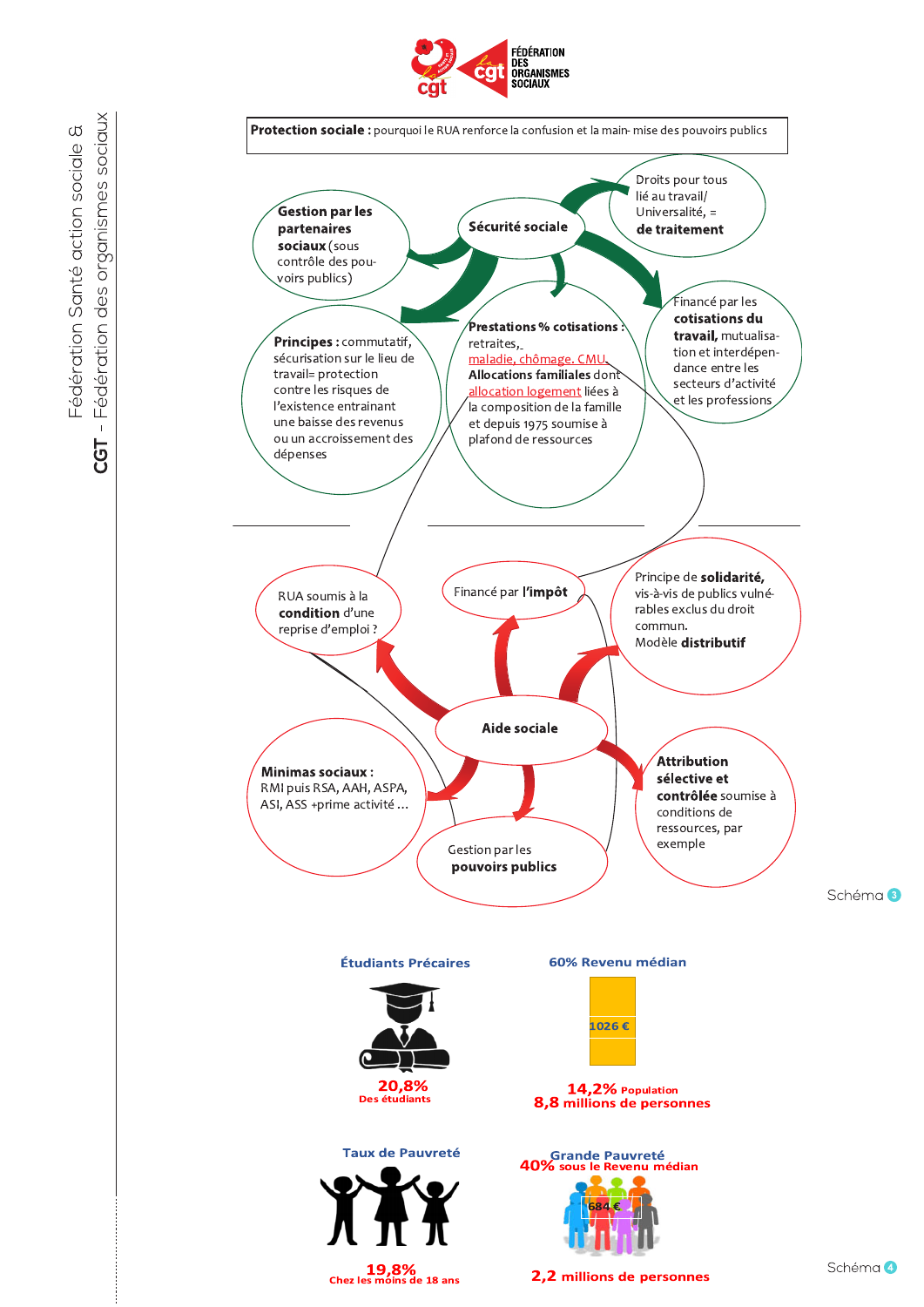**Protection sociale :** pourquoi le RUA renforce la confusion et la main- mise des pouvoirs publics

**Sécurité sociale**

**Gestion par les partenaires sociaux** (sous contrôle des pouvoirs publics)

Droits pour tous lié au travail/ Universalité, = **de traitement**

**Principes :** commutatif, sécurisation sur le lieu de travail= protection contre les risques de l'existence entrainant une baisse des revenus ou un accroissement des dépenses

**Prestations % cotisations :** retraites, maladie, chômage, CMU, **Allocations familiales** dont allocation logement liées à la composition de la famille et depuis 1975 soumise à plafond de ressources

Financé par les **cotisations du travail,** mutualisation et interdépendance entre les secteurs d'activité et les professions

RUA soumis à la **condition** d'une reprise d'emploi ?

Financé par **l'impôt**

Principe de **solidarité,** vis-à-vis de publics vulnérables exclus du droit commun. Modèle **distributif**

**Aide sociale**

**Minimas sociaux :** RMI puis RSA, AAH, ASPA, ASI, ASS +prime activité …

Gestion par les **pouvoirs publics**

**Attribution sélective et contrôlée** soumise à conditions de ressources, par exemple

Schéma 3

**Étudiants Précaires**

**20,8%** Des étudiants

**60% Revenu médian**

1026 €

**14,2%** Population
**8,8 millions de personnes**

**Taux de Pauvreté**

**19,8%** Chez les moins de 18 ans

**Grande Pauvreté**
**40%** sous le Revenu médian

684 €

**2,2 millions de personnes**

Schéma 4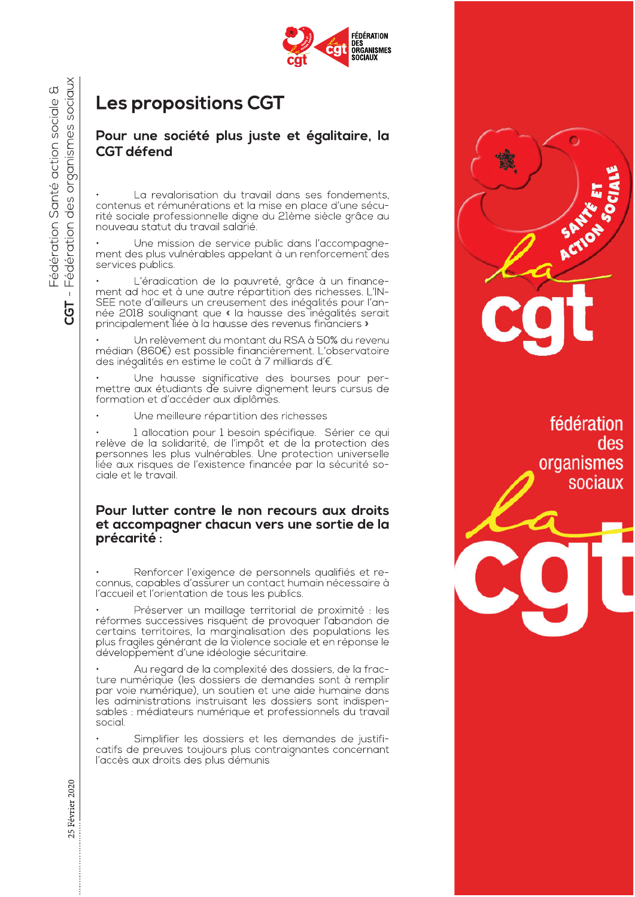# Les propositions CGT

## Pour une société plus juste et égalitaire, la CGT défend

- La revalorisation du travail dans ses fondements, contenus et rémunérations et la mise en place d'une sécurité sociale professionnelle digne du 21ème siècle grâce au nouveau statut du travail salarié.
- Une mission de service public dans l'accompagnement des plus vulnérables appelant à un renforcement des services publics.
- L'éradication de la pauvreté, grâce à un financement ad hoc et à une autre répartition des richesses. L'INSEE note d'ailleurs un creusement des inégalités pour l'année 2018 soulignant que « la hausse des inégalités serait principalement liée à la hausse des revenus financiers »
- Un relèvement du montant du RSA à 50% du revenu médian (860€) est possible financièrement. L'observatoire des inégalités en estime le coût à 7 milliards d'€.
- Une hausse significative des bourses pour permettre aux étudiants de suivre dignement leurs cursus de formation et d'accéder aux diplômes.
- Une meilleure répartition des richesses
- 1 allocation pour 1 besoin spécifique. Sérier ce qui relève de la solidarité, de l'impôt et de la protection des personnes les plus vulnérables. Une protection universelle liée aux risques de l'existence financée par la sécurité sociale et le travail.

## Pour lutter contre le non recours aux droits et accompagner chacun vers une sortie de la précarité :

- Renforcer l'exigence de personnels qualifiés et reconnus, capables d'assurer un contact humain nécessaire à l'accueil et l'orientation de tous les publics.
- Préserver un maillage territorial de proximité : les réformes successives risquent de provoquer l'abandon de certains territoires, la marginalisation des populations les plus fragiles générant de la violence sociale et en réponse le développement d'une idéologie sécuritaire.
- Au regard de la complexité des dossiers, de la fracture numérique (les dossiers de demandes sont à remplir par voie numérique), un soutien et une aide humaine dans les administrations instruisant les dossiers sont indispensables : médiateurs numérique et professionnels du travail social.
- Simplifier les dossiers et les demandes de justificatifs de preuves toujours plus contraignantes concernant l'accès aux droits des plus démunis

25 Février 2020